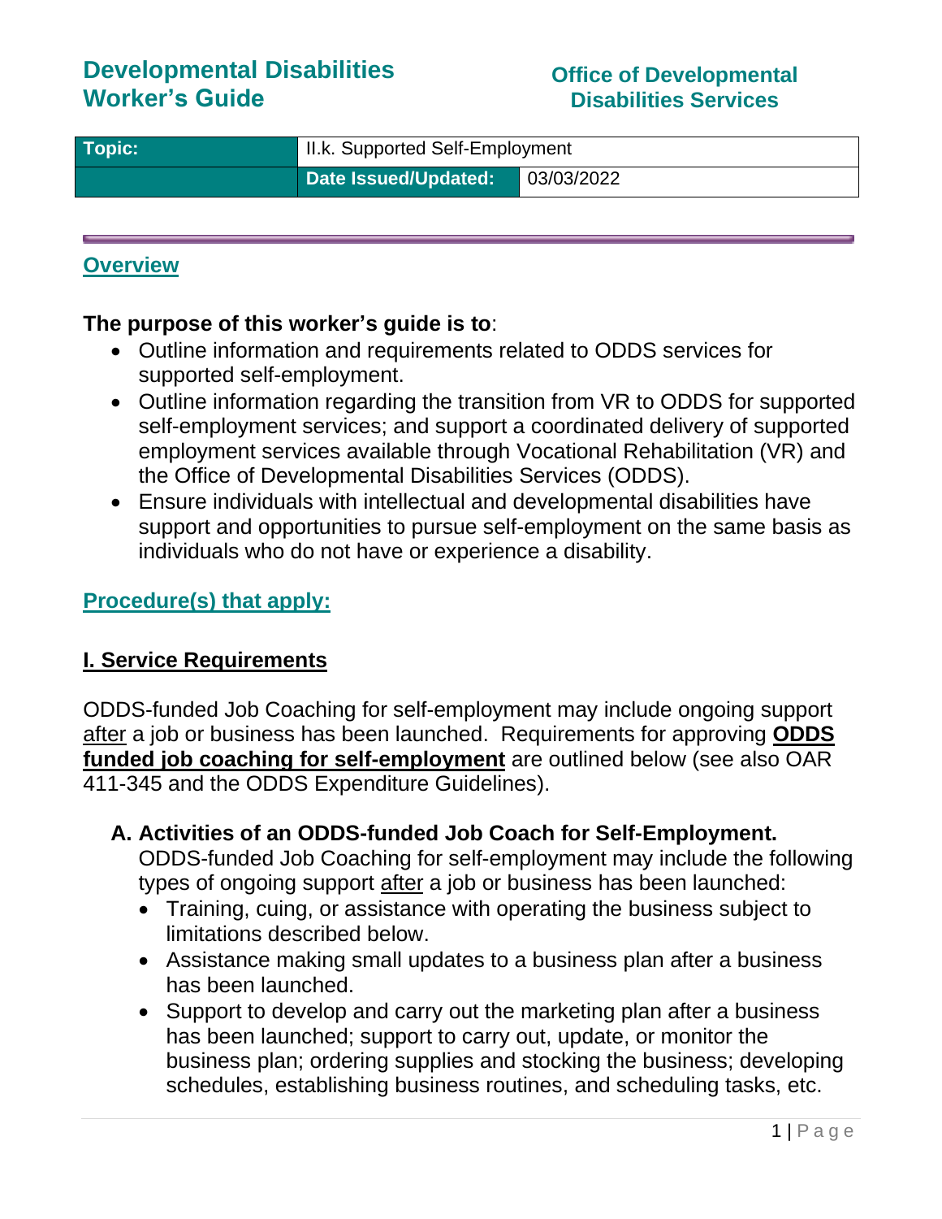# Developmental Disabilities Worker's Guide

**Office of Developmental Disabilities Services**

| Topic: | II.k. Supported Self-Employment | |
|---|---|---|
| | **Date Issued/Updated:** | 03/03/2022 |

## Overview

**The purpose of this worker's guide is to**:

- Outline information and requirements related to ODDS services for supported self-employment.
- Outline information regarding the transition from VR to ODDS for supported self-employment services; and support a coordinated delivery of supported employment services available through Vocational Rehabilitation (VR) and the Office of Developmental Disabilities Services (ODDS).
- Ensure individuals with intellectual and developmental disabilities have support and opportunities to pursue self-employment on the same basis as individuals who do not have or experience a disability.

## Procedure(s) that apply:

### I. Service Requirements

ODDS-funded Job Coaching for self-employment may include ongoing support after a job or business has been launched. Requirements for approving **ODDS funded job coaching for self-employment** are outlined below (see also OAR 411-345 and the ODDS Expenditure Guidelines).

**A. Activities of an ODDS-funded Job Coach for Self-Employment.**

ODDS-funded Job Coaching for self-employment may include the following types of ongoing support after a job or business has been launched:

- Training, cuing, or assistance with operating the business subject to limitations described below.
- Assistance making small updates to a business plan after a business has been launched.
- Support to develop and carry out the marketing plan after a business has been launched; support to carry out, update, or monitor the business plan; ordering supplies and stocking the business; developing schedules, establishing business routines, and scheduling tasks, etc.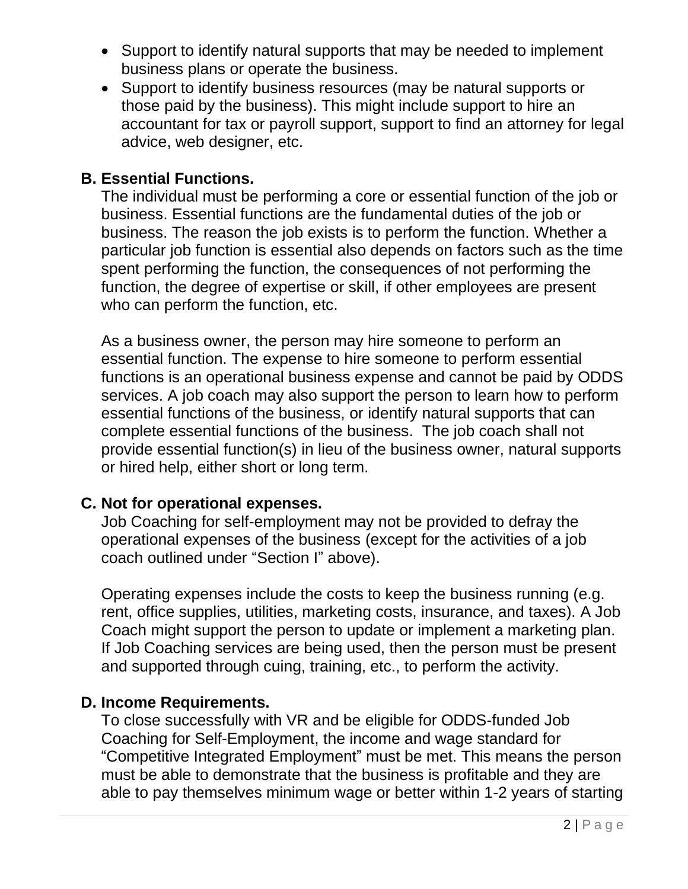- Support to identify natural supports that may be needed to implement business plans or operate the business.
- Support to identify business resources (may be natural supports or those paid by the business). This might include support to hire an accountant for tax or payroll support, support to find an attorney for legal advice, web designer, etc.

### B. Essential Functions.

The individual must be performing a core or essential function of the job or business. Essential functions are the fundamental duties of the job or business. The reason the job exists is to perform the function. Whether a particular job function is essential also depends on factors such as the time spent performing the function, the consequences of not performing the function, the degree of expertise or skill, if other employees are present who can perform the function, etc.

As a business owner, the person may hire someone to perform an essential function. The expense to hire someone to perform essential functions is an operational business expense and cannot be paid by ODDS services. A job coach may also support the person to learn how to perform essential functions of the business, or identify natural supports that can complete essential functions of the business. The job coach shall not provide essential function(s) in lieu of the business owner, natural supports or hired help, either short or long term.

### C. Not for operational expenses.

Job Coaching for self-employment may not be provided to defray the operational expenses of the business (except for the activities of a job coach outlined under "Section I" above).

Operating expenses include the costs to keep the business running (e.g. rent, office supplies, utilities, marketing costs, insurance, and taxes). A Job Coach might support the person to update or implement a marketing plan. If Job Coaching services are being used, then the person must be present and supported through cuing, training, etc., to perform the activity.

### D. Income Requirements.

To close successfully with VR and be eligible for ODDS-funded Job Coaching for Self-Employment, the income and wage standard for "Competitive Integrated Employment" must be met. This means the person must be able to demonstrate that the business is profitable and they are able to pay themselves minimum wage or better within 1-2 years of starting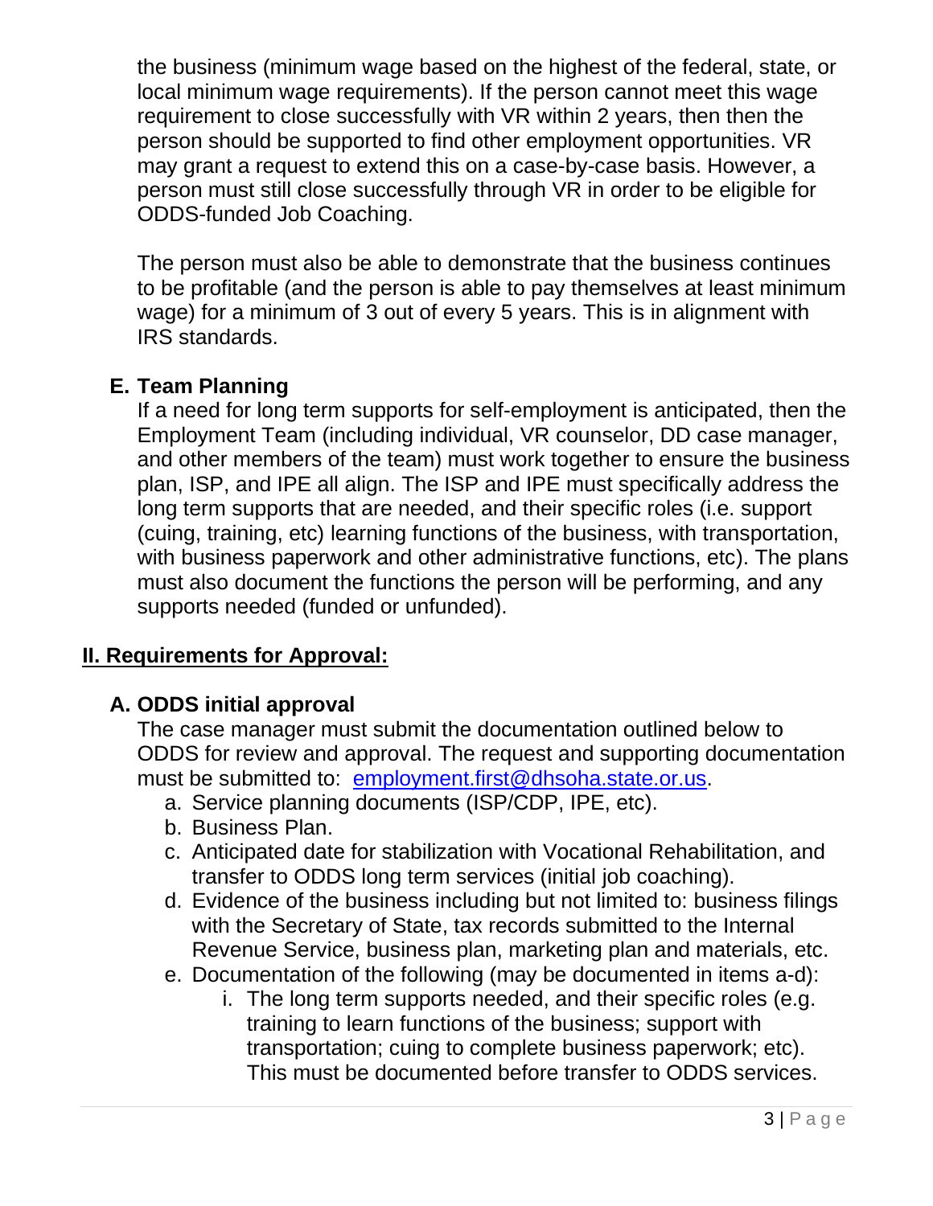the business (minimum wage based on the highest of the federal, state, or local minimum wage requirements). If the person cannot meet this wage requirement to close successfully with VR within 2 years, then then the person should be supported to find other employment opportunities. VR may grant a request to extend this on a case-by-case basis. However, a person must still close successfully through VR in order to be eligible for ODDS-funded Job Coaching.

The person must also be able to demonstrate that the business continues to be profitable (and the person is able to pay themselves at least minimum wage) for a minimum of 3 out of every 5 years. This is in alignment with IRS standards.

### E. Team Planning

If a need for long term supports for self-employment is anticipated, then the Employment Team (including individual, VR counselor, DD case manager, and other members of the team) must work together to ensure the business plan, ISP, and IPE all align. The ISP and IPE must specifically address the long term supports that are needed, and their specific roles (i.e. support (cuing, training, etc) learning functions of the business, with transportation, with business paperwork and other administrative functions, etc). The plans must also document the functions the person will be performing, and any supports needed (funded or unfunded).

## II. Requirements for Approval:

### A. ODDS initial approval

The case manager must submit the documentation outlined below to ODDS for review and approval. The request and supporting documentation must be submitted to: employment.first@dhsoha.state.or.us.

a. Service planning documents (ISP/CDP, IPE, etc).
b. Business Plan.
c. Anticipated date for stabilization with Vocational Rehabilitation, and transfer to ODDS long term services (initial job coaching).
d. Evidence of the business including but not limited to: business filings with the Secretary of State, tax records submitted to the Internal Revenue Service, business plan, marketing plan and materials, etc.
e. Documentation of the following (may be documented in items a-d):
    i. The long term supports needed, and their specific roles (e.g. training to learn functions of the business; support with transportation; cuing to complete business paperwork; etc). This must be documented before transfer to ODDS services.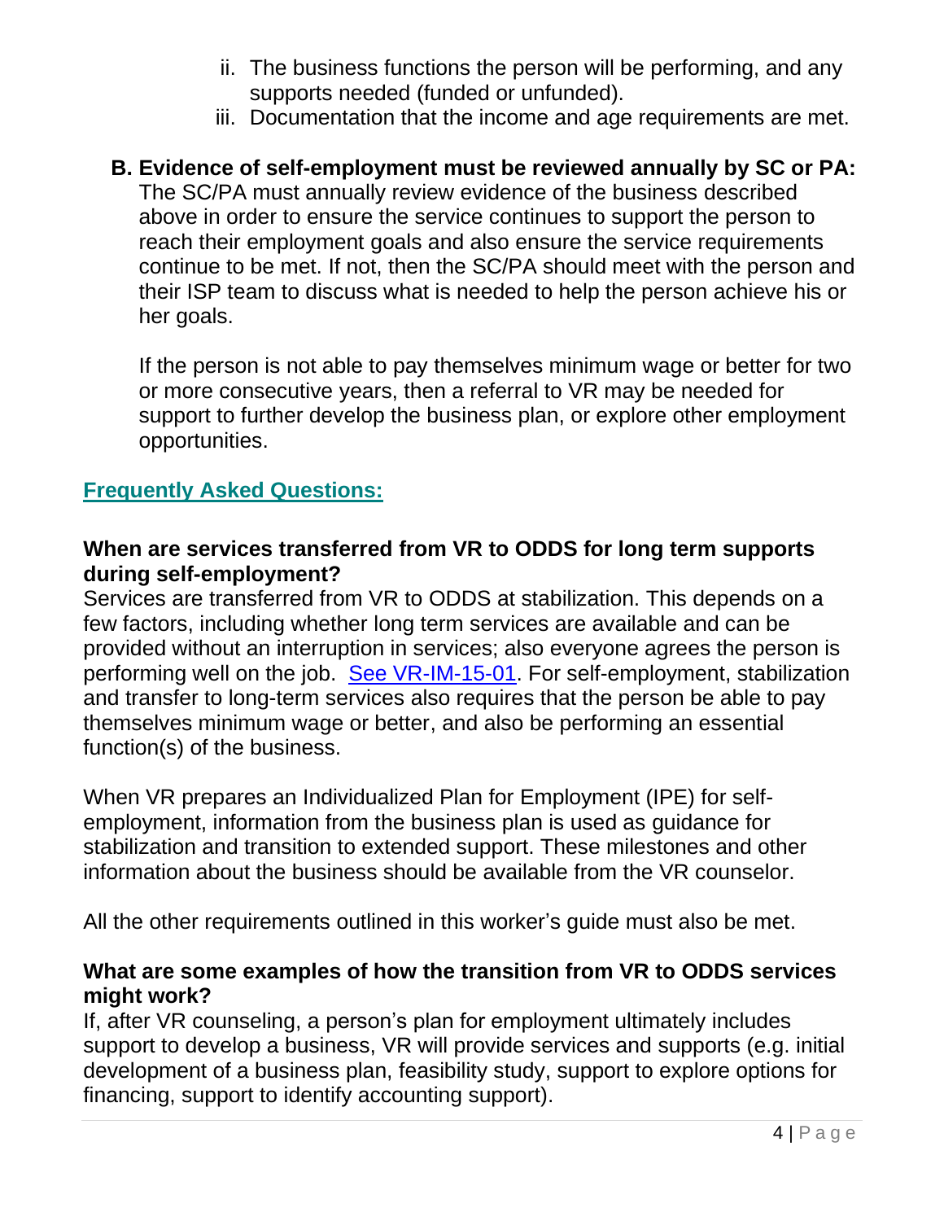ii. The business functions the person will be performing, and any supports needed (funded or unfunded).
   iii. Documentation that the income and age requirements are met.

**B. Evidence of self-employment must be reviewed annually by SC or PA:** The SC/PA must annually review evidence of the business described above in order to ensure the service continues to support the person to reach their employment goals and also ensure the service requirements continue to be met. If not, then the SC/PA should meet with the person and their ISP team to discuss what is needed to help the person achieve his or her goals.

If the person is not able to pay themselves minimum wage or better for two or more consecutive years, then a referral to VR may be needed for support to further develop the business plan, or explore other employment opportunities.

## Frequently Asked Questions:

### When are services transferred from VR to ODDS for long term supports during self-employment?

Services are transferred from VR to ODDS at stabilization. This depends on a few factors, including whether long term services are available and can be provided without an interruption in services; also everyone agrees the person is performing well on the job. See VR-IM-15-01. For self-employment, stabilization and transfer to long-term services also requires that the person be able to pay themselves minimum wage or better, and also be performing an essential function(s) of the business.

When VR prepares an Individualized Plan for Employment (IPE) for self-employment, information from the business plan is used as guidance for stabilization and transition to extended support. These milestones and other information about the business should be available from the VR counselor.

All the other requirements outlined in this worker's guide must also be met.

### What are some examples of how the transition from VR to ODDS services might work?

If, after VR counseling, a person's plan for employment ultimately includes support to develop a business, VR will provide services and supports (e.g. initial development of a business plan, feasibility study, support to explore options for financing, support to identify accounting support).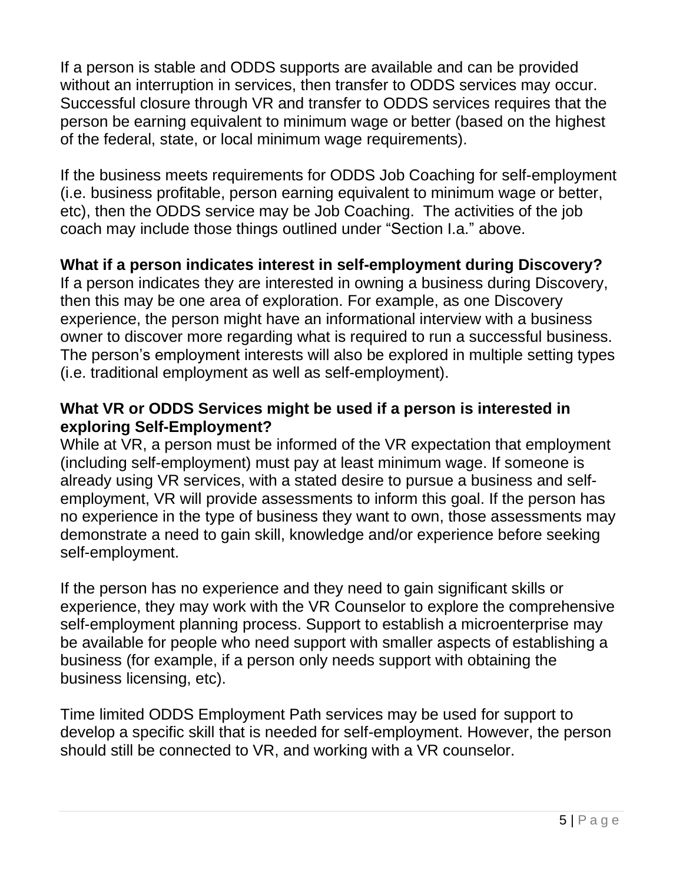If a person is stable and ODDS supports are available and can be provided without an interruption in services, then transfer to ODDS services may occur. Successful closure through VR and transfer to ODDS services requires that the person be earning equivalent to minimum wage or better (based on the highest of the federal, state, or local minimum wage requirements).

If the business meets requirements for ODDS Job Coaching for self-employment (i.e. business profitable, person earning equivalent to minimum wage or better, etc), then the ODDS service may be Job Coaching. The activities of the job coach may include those things outlined under “Section I.a.” above.

**What if a person indicates interest in self-employment during Discovery?**

If a person indicates they are interested in owning a business during Discovery, then this may be one area of exploration. For example, as one Discovery experience, the person might have an informational interview with a business owner to discover more regarding what is required to run a successful business. The person’s employment interests will also be explored in multiple setting types (i.e. traditional employment as well as self-employment).

**What VR or ODDS Services might be used if a person is interested in exploring Self-Employment?**

While at VR, a person must be informed of the VR expectation that employment (including self-employment) must pay at least minimum wage. If someone is already using VR services, with a stated desire to pursue a business and self-employment, VR will provide assessments to inform this goal. If the person has no experience in the type of business they want to own, those assessments may demonstrate a need to gain skill, knowledge and/or experience before seeking self-employment.

If the person has no experience and they need to gain significant skills or experience, they may work with the VR Counselor to explore the comprehensive self-employment planning process. Support to establish a microenterprise may be available for people who need support with smaller aspects of establishing a business (for example, if a person only needs support with obtaining the business licensing, etc).

Time limited ODDS Employment Path services may be used for support to develop a specific skill that is needed for self-employment. However, the person should still be connected to VR, and working with a VR counselor.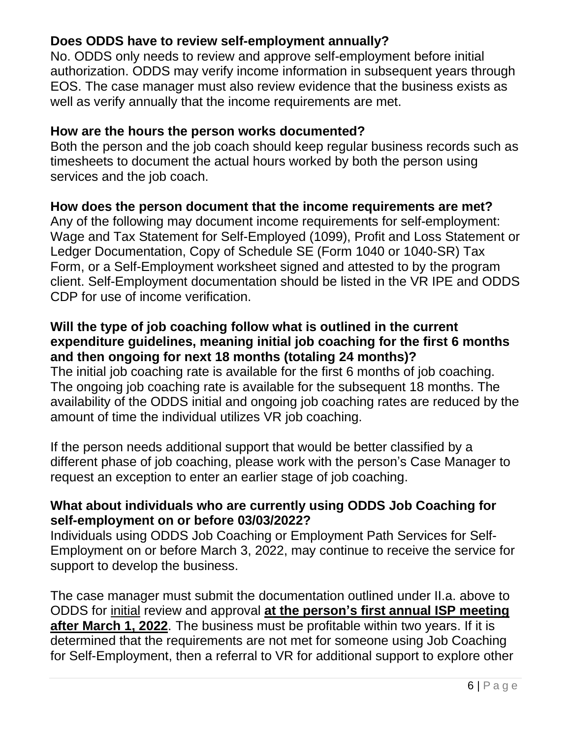**Does ODDS have to review self-employment annually?**

No. ODDS only needs to review and approve self-employment before initial authorization. ODDS may verify income information in subsequent years through EOS. The case manager must also review evidence that the business exists as well as verify annually that the income requirements are met.

**How are the hours the person works documented?**

Both the person and the job coach should keep regular business records such as timesheets to document the actual hours worked by both the person using services and the job coach.

**How does the person document that the income requirements are met?**

Any of the following may document income requirements for self-employment: Wage and Tax Statement for Self-Employed (1099), Profit and Loss Statement or Ledger Documentation, Copy of Schedule SE (Form 1040 or 1040-SR) Tax Form, or a Self-Employment worksheet signed and attested to by the program client. Self-Employment documentation should be listed in the VR IPE and ODDS CDP for use of income verification.

**Will the type of job coaching follow what is outlined in the current expenditure guidelines, meaning initial job coaching for the first 6 months and then ongoing for next 18 months (totaling 24 months)?**

The initial job coaching rate is available for the first 6 months of job coaching. The ongoing job coaching rate is available for the subsequent 18 months. The availability of the ODDS initial and ongoing job coaching rates are reduced by the amount of time the individual utilizes VR job coaching.

If the person needs additional support that would be better classified by a different phase of job coaching, please work with the person's Case Manager to request an exception to enter an earlier stage of job coaching.

**What about individuals who are currently using ODDS Job Coaching for self-employment on or before 03/03/2022?**

Individuals using ODDS Job Coaching or Employment Path Services for Self-Employment on or before March 3, 2022, may continue to receive the service for support to develop the business.

The case manager must submit the documentation outlined under II.a. above to ODDS for initial review and approval **at the person's first annual ISP meeting after March 1, 2022**. The business must be profitable within two years. If it is determined that the requirements are not met for someone using Job Coaching for Self-Employment, then a referral to VR for additional support to explore other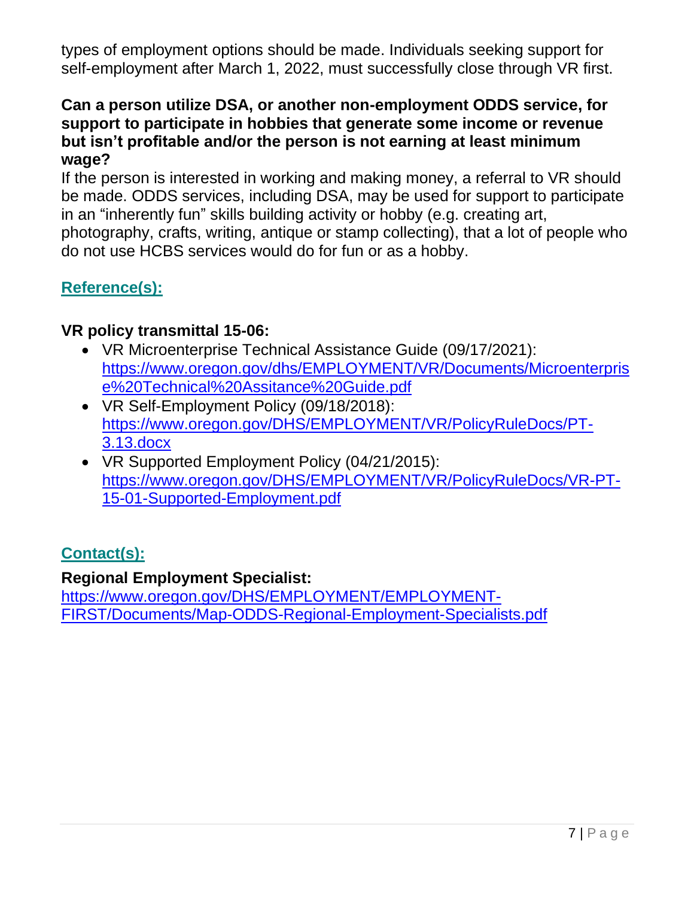types of employment options should be made. Individuals seeking support for self-employment after March 1, 2022, must successfully close through VR first.

**Can a person utilize DSA, or another non-employment ODDS service, for support to participate in hobbies that generate some income or revenue but isn't profitable and/or the person is not earning at least minimum wage?**

If the person is interested in working and making money, a referral to VR should be made. ODDS services, including DSA, may be used for support to participate in an "inherently fun" skills building activity or hobby (e.g. creating art, photography, crafts, writing, antique or stamp collecting), that a lot of people who do not use HCBS services would do for fun or as a hobby.

## Reference(s):

**VR policy transmittal 15-06:**

- VR Microenterprise Technical Assistance Guide (09/17/2021): https://www.oregon.gov/dhs/EMPLOYMENT/VR/Documents/Microenterprise%20Technical%20Assitance%20Guide.pdf
- VR Self-Employment Policy (09/18/2018): https://www.oregon.gov/DHS/EMPLOYMENT/VR/PolicyRuleDocs/PT-3.13.docx
- VR Supported Employment Policy (04/21/2015): https://www.oregon.gov/DHS/EMPLOYMENT/VR/PolicyRuleDocs/VR-PT-15-01-Supported-Employment.pdf

## Contact(s):

**Regional Employment Specialist:**
https://www.oregon.gov/DHS/EMPLOYMENT/EMPLOYMENT-FIRST/Documents/Map-ODDS-Regional-Employment-Specialists.pdf